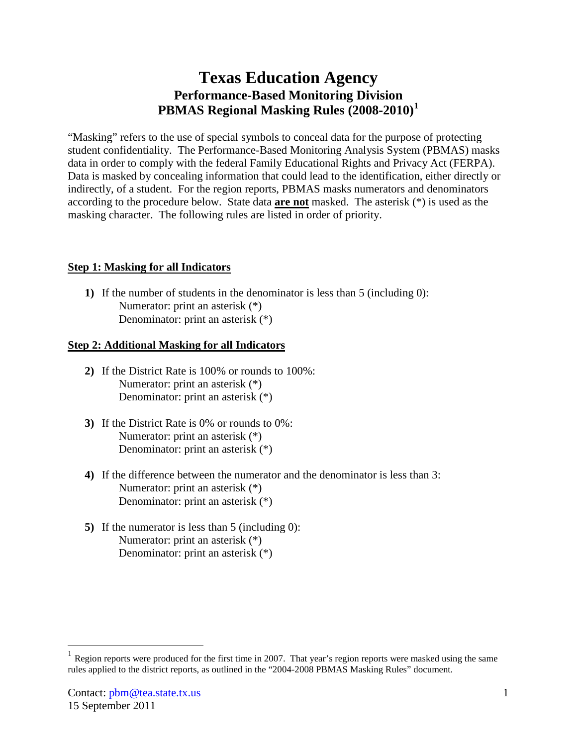# Texas Education Agency

## Performance-Based Monitoring Division

## PBMAS Regional Masking Rules (2008-2010)[1]

"Masking" refers to the use of special symbols to conceal data for the purpose of protecting student confidentiality. The Performance-Based Monitoring Analysis System (PBMAS) masks data in order to comply with the federal Family Educational Rights and Privacy Act (FERPA). Data is masked by concealing information that could lead to the identification, either directly or indirectly, of a student. For the region reports, PBMAS masks numerators and denominators according to the procedure below. State data **are not** masked. The asterisk (*) is used as the masking character. The following rules are listed in order of priority.

### Step 1: Masking for all Indicators

**1)** If the number of students in the denominator is less than 5 (including 0):
   Numerator: print an asterisk (*)
   Denominator: print an asterisk (*)

### Step 2: Additional Masking for all Indicators

**2)** If the District Rate is 100% or rounds to 100%:
   Numerator: print an asterisk (*)
   Denominator: print an asterisk (*)

**3)** If the District Rate is 0% or rounds to 0%:
   Numerator: print an asterisk (*)
   Denominator: print an asterisk (*)

**4)** If the difference between the numerator and the denominator is less than 3:
   Numerator: print an asterisk (*)
   Denominator: print an asterisk (*)

**5)** If the numerator is less than 5 (including 0):
   Numerator: print an asterisk (*)
   Denominator: print an asterisk (*)

---

[1] Region reports were produced for the first time in 2007. That year's region reports were masked using the same rules applied to the district reports, as outlined in the "2004-2008 PBMAS Masking Rules" document.

Contact: pbm@tea.state.tx.us
15 September 2011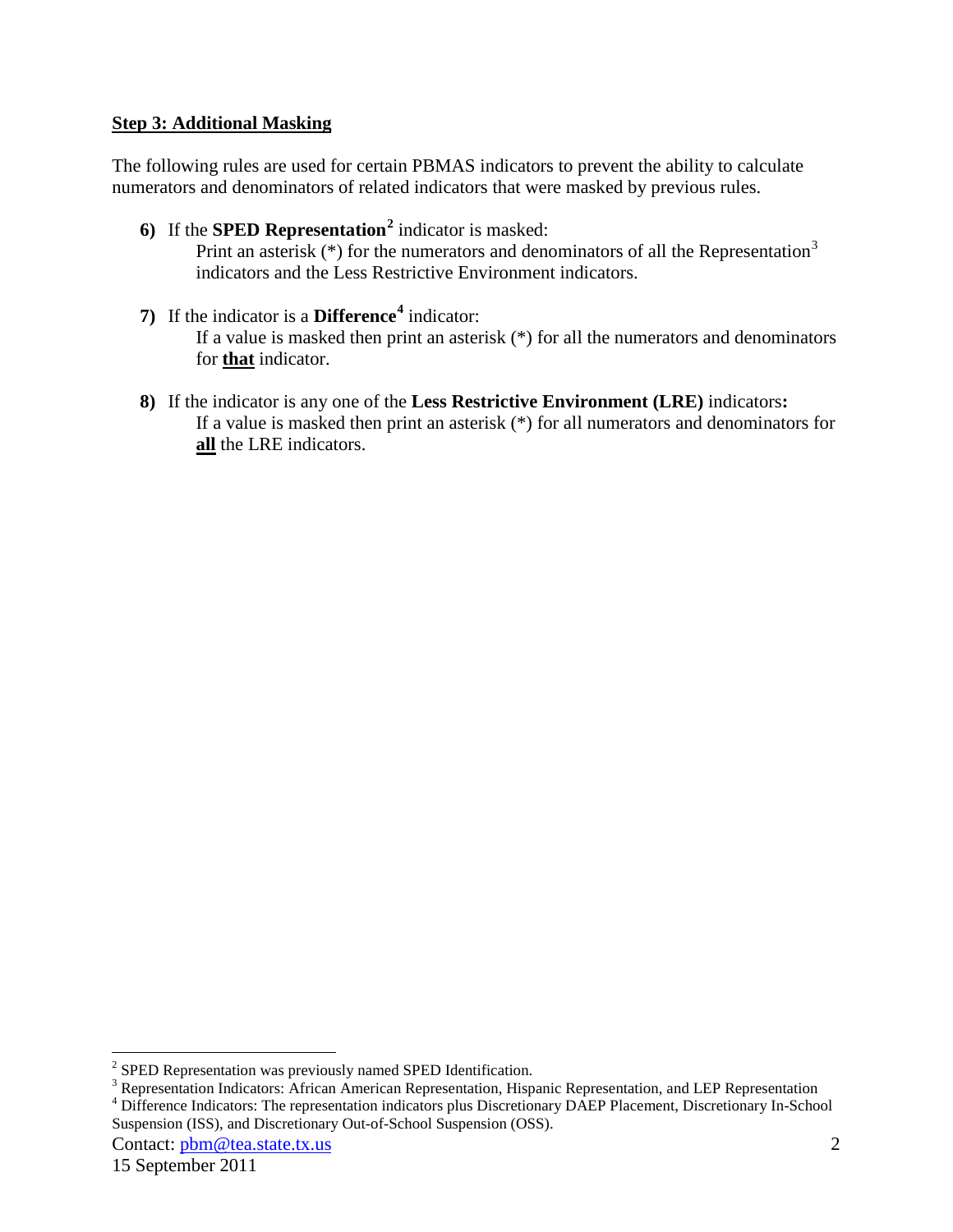**<u>Step 3: Additional Masking</u>**

The following rules are used for certain PBMAS indicators to prevent the ability to calculate numerators and denominators of related indicators that were masked by previous rules.

**6)** If the **SPED Representation**[2] indicator is masked:
Print an asterisk (*) for the numerators and denominators of all the Representation[3] indicators and the Less Restrictive Environment indicators.

**7)** If the indicator is a **Difference**[4] indicator:
If a value is masked then print an asterisk (*) for all the numerators and denominators for **<u>that</u>** indicator.

**8)** If the indicator is any one of the **Less Restrictive Environment (LRE)** indicators**:**
If a value is masked then print an asterisk (*) for all numerators and denominators for **<u>all</u>** the LRE indicators.

---

[2] SPED Representation was previously named SPED Identification.

[3] Representation Indicators: African American Representation, Hispanic Representation, and LEP Representation

[4] Difference Indicators: The representation indicators plus Discretionary DAEP Placement, Discretionary In-School Suspension (ISS), and Discretionary Out-of-School Suspension (OSS).

Contact: pbm@tea.state.tx.us

15 September 2011